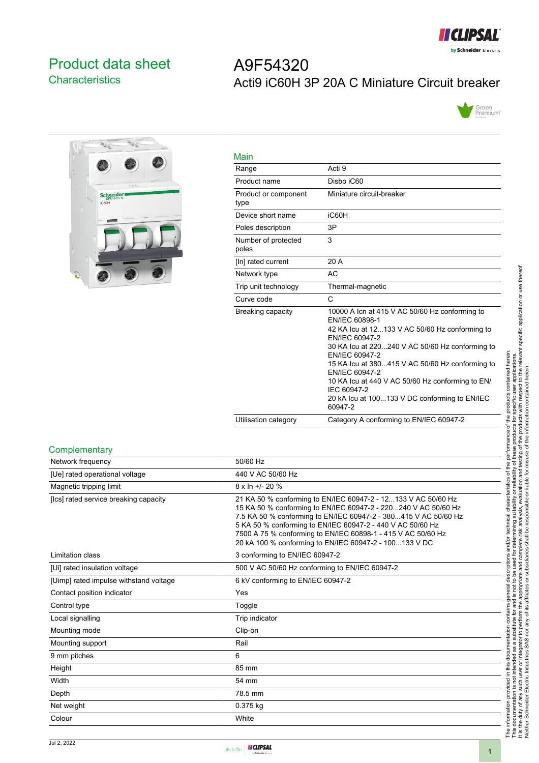# Product data sheet
## Characteristics

# A9F54320
## Acti9 iC60H 3P 20A C Miniature Circuit breaker

### Main

| | |
|---|---|
| Range | Acti 9 |
| Product name | Disbo iC60 |
| Product or component type | Miniature circuit-breaker |
| Device short name | iC60H |
| Poles description | 3P |
| Number of protected poles | 3 |
| [In] rated current | 20 A |
| Network type | AC |
| Trip unit technology | Thermal-magnetic |
| Curve code | C |
| Breaking capacity | 10000 A Icn at 415 V AC 50/60 Hz conforming to EN/IEC 60898-1<br>42 KA Icu at 12...133 V AC 50/60 Hz conforming to EN/IEC 60947-2<br>30 KA Icu at 220...240 V AC 50/60 Hz conforming to EN/IEC 60947-2<br>15 KA Icu at 380...415 V AC 50/60 Hz conforming to EN/IEC 60947-2<br>10 KA Icu at 440 V AC 50/60 Hz conforming to EN/IEC 60947-2<br>20 kA Icu at 100...133 V DC conforming to EN/IEC 60947-2 |
| Utilisation category | Category A conforming to EN/IEC 60947-2 |

### Complementary

| | |
|---|---|
| Network frequency | 50/60 Hz |
| [Ue] rated operational voltage | 440 V AC 50/60 Hz |
| Magnetic tripping limit | 8 x In +/- 20 % |
| [Ics] rated service breaking capacity | 21 KA 50 % conforming to EN/IEC 60947-2 - 12...133 V AC 50/60 Hz<br>15 KA 50 % conforming to EN/IEC 60947-2 - 220...240 V AC 50/60 Hz<br>7.5 KA 50 % conforming to EN/IEC 60947-2 - 380...415 V AC 50/60 Hz<br>5 KA 50 % conforming to EN/IEC 60947-2 - 440 V AC 50/60 Hz<br>7500 A 75 % conforming to EN/IEC 60898-1 - 415 V AC 50/60 Hz<br>20 kA 100 % conforming to EN/IEC 60947-2 - 100...133 V DC |
| Limitation class | 3 conforming to EN/IEC 60947-2 |
| [Ui] rated insulation voltage | 500 V AC 50/60 Hz conforming to EN/IEC 60947-2 |
| [Uimp] rated impulse withstand voltage | 6 kV conforming to EN/IEC 60947-2 |
| Contact position indicator | Yes |
| Control type | Toggle |
| Local signalling | Trip indicator |
| Mounting mode | Clip-on |
| Mounting support | Rail |
| 9 mm pitches | 6 |
| Height | 85 mm |
| Width | 54 mm |
| Depth | 78.5 mm |
| Net weight | 0.375 kg |
| Colour | White |

The information provided in this documentation contains general descriptions and/or technical characteristics of the performance of the products contained herein. This documentation is not intended as a substitute for and is not to be used for determining suitability or reliability of these products for specific user applications. It is the duty of any such user or integrator to perform the appropriate and complete risk analysis, evaluation and testing of the products with respect to the relevant specific application or use thereof. Neither Schneider Electric Industries SAS nor any of its affiliates or subsidiaries shall be responsible or liable for misuse of the information contained herein.

Jul 2, 2022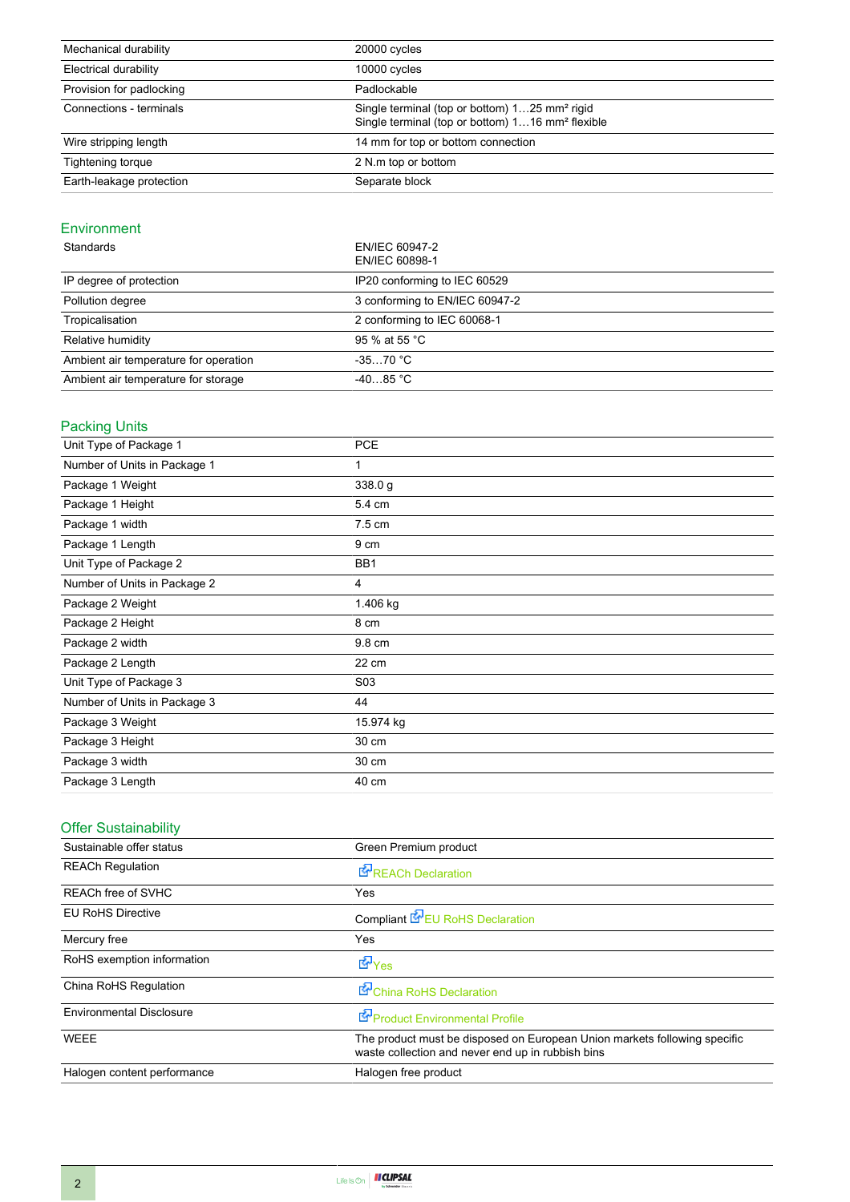| | |
|---|---|
| Mechanical durability | 20000 cycles |
| Electrical durability | 10000 cycles |
| Provision for padlocking | Padlockable |
| Connections - terminals | Single terminal (top or bottom) 1…25 mm² rigid<br>Single terminal (top or bottom) 1…16 mm² flexible |
| Wire stripping length | 14 mm for top or bottom connection |
| Tightening torque | 2 N.m top or bottom |
| Earth-leakage protection | Separate block |

## Environment

| | |
|---|---|
| Standards | EN/IEC 60947-2<br>EN/IEC 60898-1 |
| IP degree of protection | IP20 conforming to IEC 60529 |
| Pollution degree | 3 conforming to EN/IEC 60947-2 |
| Tropicalisation | 2 conforming to IEC 60068-1 |
| Relative humidity | 95 % at 55 °C |
| Ambient air temperature for operation | -35…70 °C |
| Ambient air temperature for storage | -40…85 °C |

## Packing Units

| | |
|---|---|
| Unit Type of Package 1 | PCE |
| Number of Units in Package 1 | 1 |
| Package 1 Weight | 338.0 g |
| Package 1 Height | 5.4 cm |
| Package 1 width | 7.5 cm |
| Package 1 Length | 9 cm |
| Unit Type of Package 2 | BB1 |
| Number of Units in Package 2 | 4 |
| Package 2 Weight | 1.406 kg |
| Package 2 Height | 8 cm |
| Package 2 width | 9.8 cm |
| Package 2 Length | 22 cm |
| Unit Type of Package 3 | S03 |
| Number of Units in Package 3 | 44 |
| Package 3 Weight | 15.974 kg |
| Package 3 Height | 30 cm |
| Package 3 width | 30 cm |
| Package 3 Length | 40 cm |

## Offer Sustainability

| | |
|---|---|
| Sustainable offer status | Green Premium product |
| REACh Regulation | REACh Declaration |
| REACh free of SVHC | Yes |
| EU RoHS Directive | Compliant EU RoHS Declaration |
| Mercury free | Yes |
| RoHS exemption information | Yes |
| China RoHS Regulation | China RoHS Declaration |
| Environmental Disclosure | Product Environmental Profile |
| WEEE | The product must be disposed on European Union markets following specific waste collection and never end up in rubbish bins |
| Halogen content performance | Halogen free product |